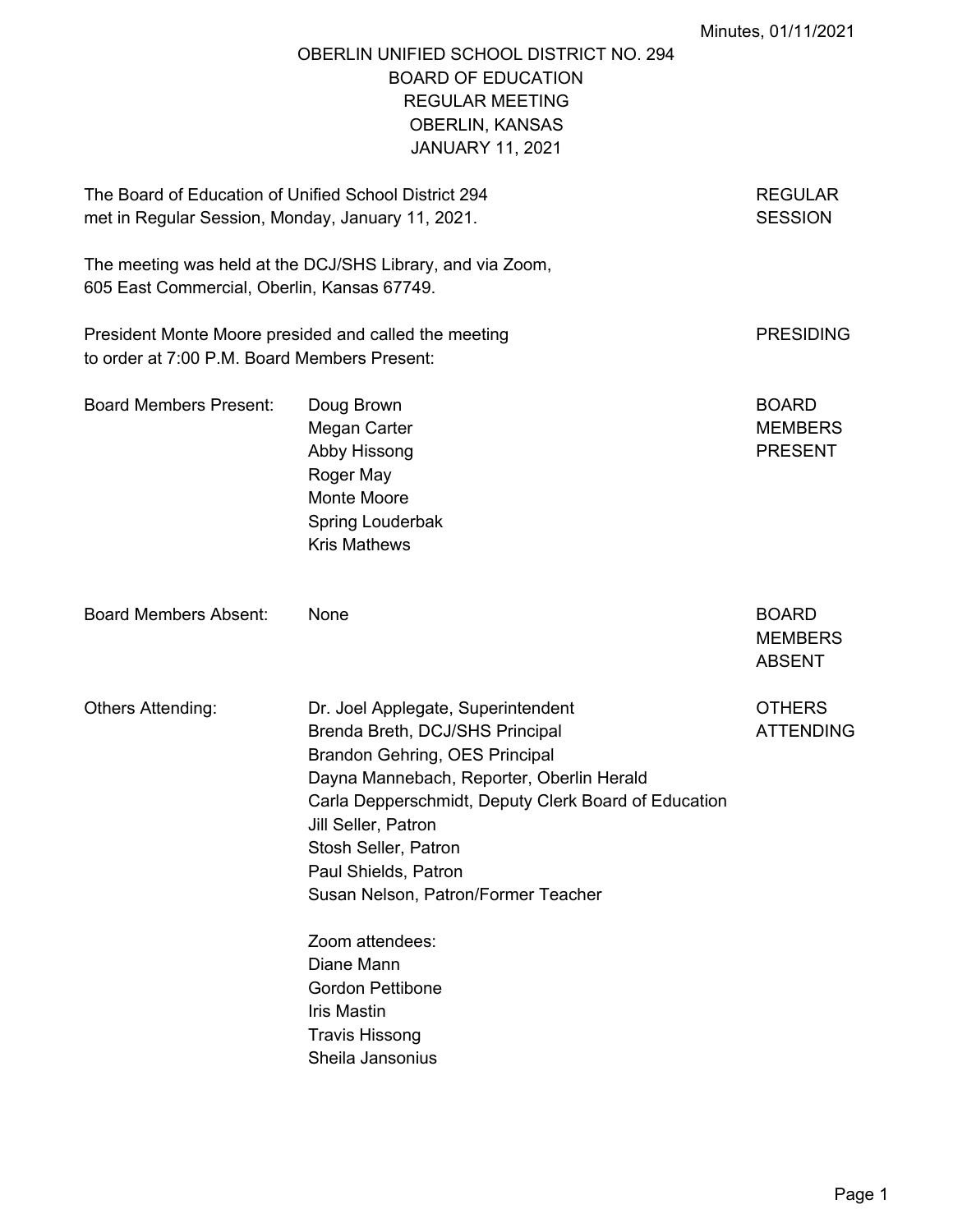Minutes, 01/11/2021

# OBERLIN UNIFIED SCHOOL DISTRICT NO. 294
## BOARD OF EDUCATION
## REGULAR MEETING
## OBERLIN, KANSAS
## JANUARY 11, 2021

**REGULAR SESSION**

The Board of Education of Unified School District 294 met in Regular Session, Monday, January 11, 2021.

The meeting was held at the DCJ/SHS Library, and via Zoom, 605 East Commercial, Oberlin, Kansas 67749.

**PRESIDING**

President Monte Moore presided and called the meeting to order at 7:00 P.M. Board Members Present:

**BOARD MEMBERS PRESENT**

Board Members Present:
- Doug Brown
- Megan Carter
- Abby Hissong
- Roger May
- Monte Moore
- Spring Louderbak
- Kris Mathews

**BOARD MEMBERS ABSENT**

Board Members Absent: None

**OTHERS ATTENDING**

Others Attending:
- Dr. Joel Applegate, Superintendent
- Brenda Breth, DCJ/SHS Principal
- Brandon Gehring, OES Principal
- Dayna Mannebach, Reporter, Oberlin Herald
- Carla Depperschmidt, Deputy Clerk Board of Education
- Jill Seller, Patron
- Stosh Seller, Patron
- Paul Shields, Patron
- Susan Nelson, Patron/Former Teacher

Zoom attendees:
- Diane Mann
- Gordon Pettibone
- Iris Mastin
- Travis Hissong
- Sheila Jansonius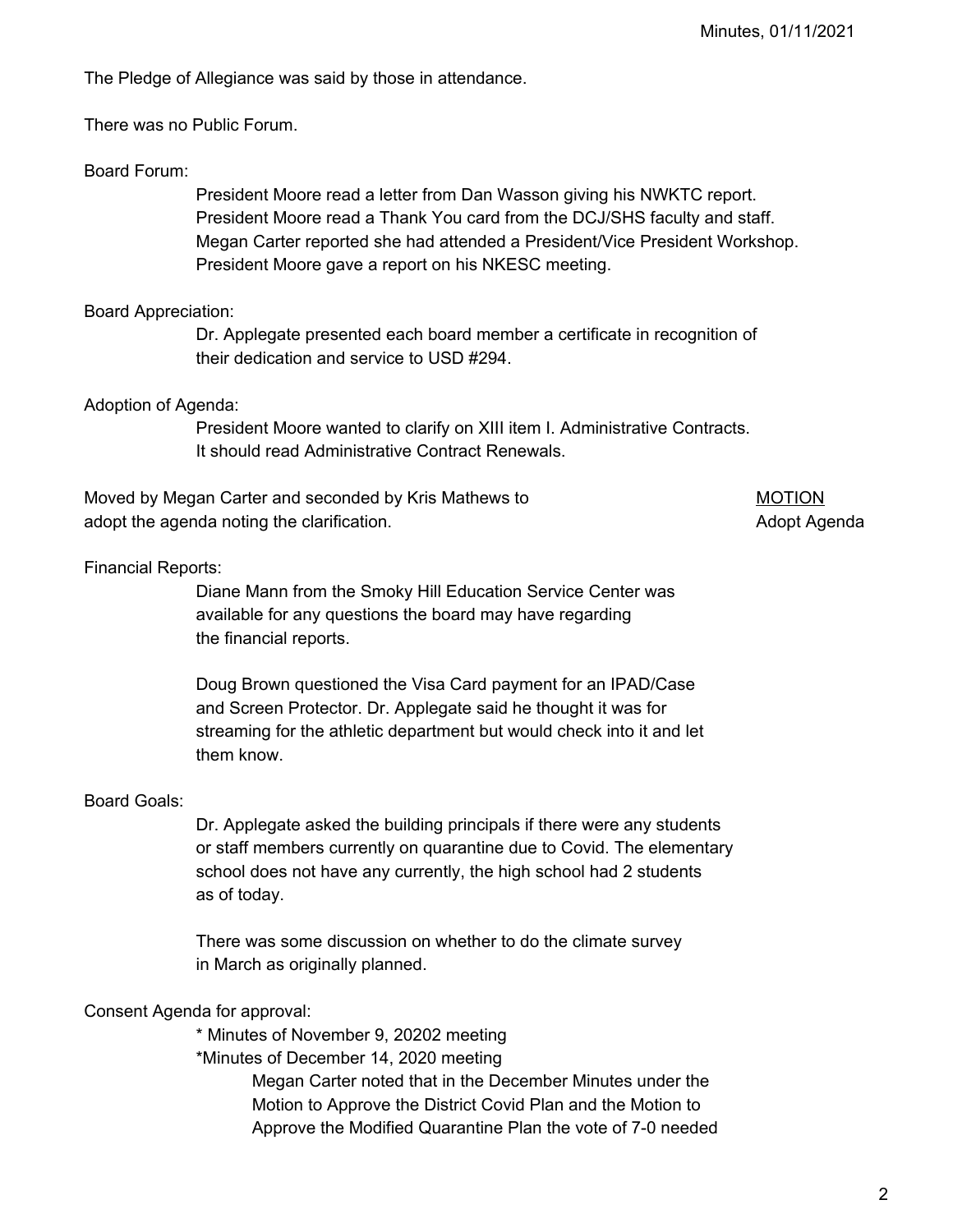The Pledge of Allegiance was said by those in attendance.

There was no Public Forum.

Board Forum:

President Moore read a letter from Dan Wasson giving his NWKTC report.
President Moore read a Thank You card from the DCJ/SHS faculty and staff.
Megan Carter reported she had attended a President/Vice President Workshop.
President Moore gave a report on his NKESC meeting.

Board Appreciation:

Dr. Applegate presented each board member a certificate in recognition of their dedication and service to USD #294.

Adoption of Agenda:

President Moore wanted to clarify on XIII item I. Administrative Contracts. It should read Administrative Contract Renewals.

Moved by Megan Carter and seconded by Kris Mathews to adopt the agenda noting the clarification.

MOTION
Adopt Agenda

Financial Reports:

Diane Mann from the Smoky Hill Education Service Center was available for any questions the board may have regarding the financial reports.

Doug Brown questioned the Visa Card payment for an IPAD/Case and Screen Protector. Dr. Applegate said he thought it was for streaming for the athletic department but would check into it and let them know.

Board Goals:

Dr. Applegate asked the building principals if there were any students or staff members currently on quarantine due to Covid. The elementary school does not have any currently, the high school had 2 students as of today.

There was some discussion on whether to do the climate survey in March as originally planned.

Consent Agenda for approval:

* Minutes of November 9, 20202 meeting
*Minutes of December 14, 2020 meeting

Megan Carter noted that in the December Minutes under the Motion to Approve the District Covid Plan and the Motion to Approve the Modified Quarantine Plan the vote of 7-0 needed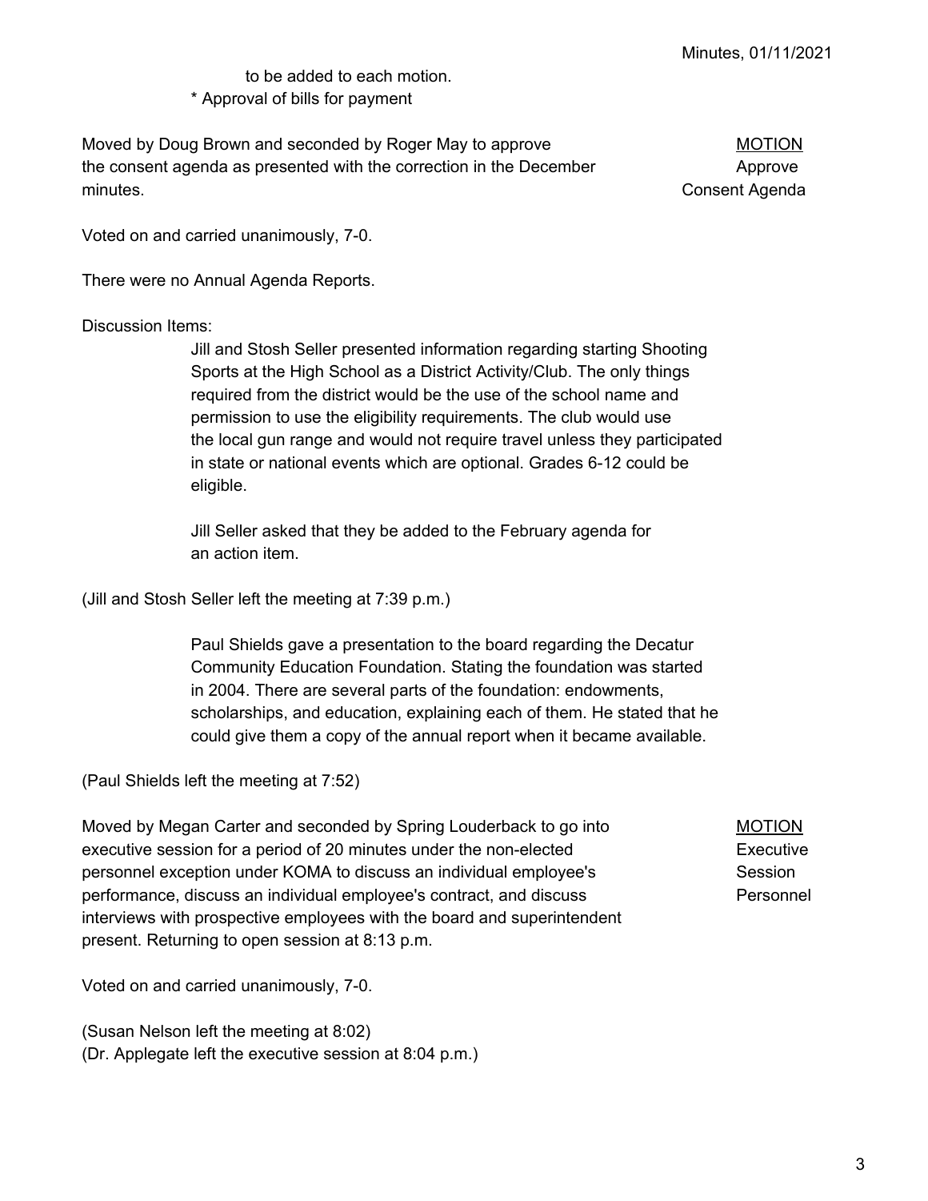to be added to each motion.
\* Approval of bills for payment

Moved by Doug Brown and seconded by Roger May to approve the consent agenda as presented with the correction in the December minutes.

MOTION
Approve Consent Agenda

Voted on and carried unanimously, 7-0.

There were no Annual Agenda Reports.

Discussion Items:

Jill and Stosh Seller presented information regarding starting Shooting Sports at the High School as a District Activity/Club. The only things required from the district would be the use of the school name and permission to use the eligibility requirements. The club would use the local gun range and would not require travel unless they participated in state or national events which are optional. Grades 6-12 could be eligible.

Jill Seller asked that they be added to the February agenda for an action item.

(Jill and Stosh Seller left the meeting at 7:39 p.m.)

Paul Shields gave a presentation to the board regarding the Decatur Community Education Foundation. Stating the foundation was started in 2004. There are several parts of the foundation: endowments, scholarships, and education, explaining each of them. He stated that he could give them a copy of the annual report when it became available.

(Paul Shields left the meeting at 7:52)

Moved by Megan Carter and seconded by Spring Louderback to go into executive session for a period of 20 minutes under the non-elected personnel exception under KOMA to discuss an individual employee's performance, discuss an individual employee's contract, and discuss interviews with prospective employees with the board and superintendent present. Returning to open session at 8:13 p.m.

MOTION
Executive Session Personnel

Voted on and carried unanimously, 7-0.

(Susan Nelson left the meeting at 8:02)
(Dr. Applegate left the executive session at 8:04 p.m.)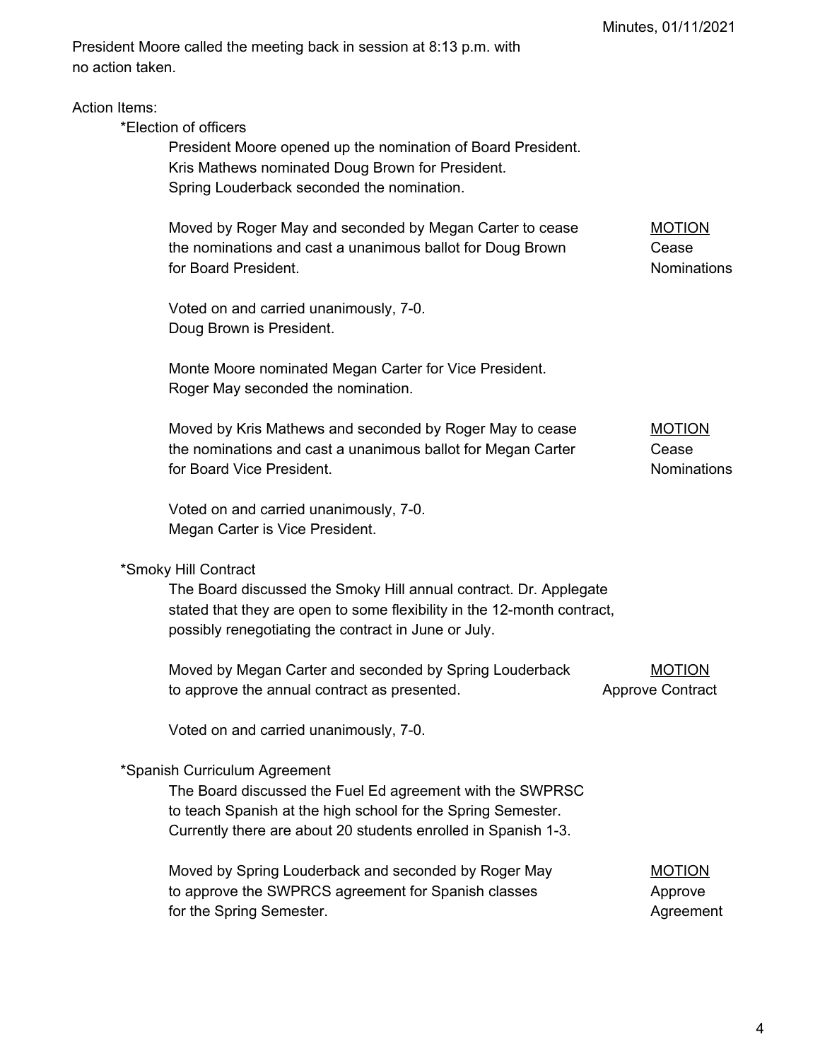President Moore called the meeting back in session at 8:13 p.m. with no action taken.

Action Items:

*Election of officers

President Moore opened up the nomination of Board President.
Kris Mathews nominated Doug Brown for President.
Spring Louderback seconded the nomination.

Moved by Roger May and seconded by Megan Carter to cease the nominations and cast a unanimous ballot for Doug Brown for Board President.

MOTION
Cease Nominations

Voted on and carried unanimously, 7-0.
Doug Brown is President.

Monte Moore nominated Megan Carter for Vice President.
Roger May seconded the nomination.

Moved by Kris Mathews and seconded by Roger May to cease the nominations and cast a unanimous ballot for Megan Carter for Board Vice President.

MOTION
Cease Nominations

Voted on and carried unanimously, 7-0.
Megan Carter is Vice President.

*Smoky Hill Contract

The Board discussed the Smoky Hill annual contract. Dr. Applegate stated that they are open to some flexibility in the 12-month contract, possibly renegotiating the contract in June or July.

Moved by Megan Carter and seconded by Spring Louderback to approve the annual contract as presented.

MOTION
Approve Contract

Voted on and carried unanimously, 7-0.

*Spanish Curriculum Agreement

The Board discussed the Fuel Ed agreement with the SWPRSC to teach Spanish at the high school for the Spring Semester. Currently there are about 20 students enrolled in Spanish 1-3.

Moved by Spring Louderback and seconded by Roger May to approve the SWPRCS agreement for Spanish classes for the Spring Semester.

MOTION
Approve Agreement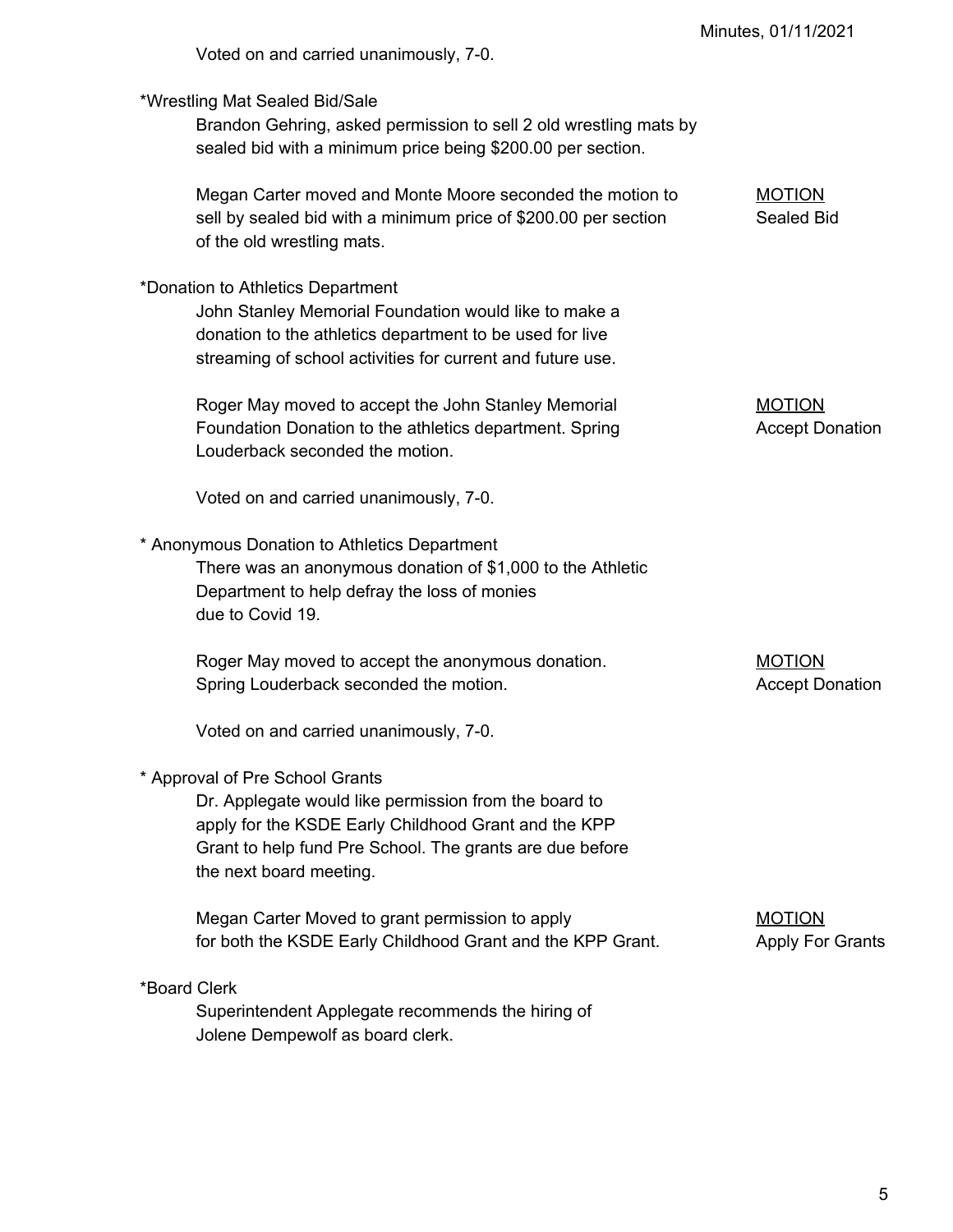Voted on and carried unanimously, 7-0.

*Wrestling Mat Sealed Bid/Sale

Brandon Gehring, asked permission to sell 2 old wrestling mats by sealed bid with a minimum price being $200.00 per section.

Megan Carter moved and Monte Moore seconded the motion to sell by sealed bid with a minimum price of $200.00 per section of the old wrestling mats.

MOTION
Sealed Bid

*Donation to Athletics Department

John Stanley Memorial Foundation would like to make a donation to the athletics department to be used for live streaming of school activities for current and future use.

Roger May moved to accept the John Stanley Memorial Foundation Donation to the athletics department. Spring Louderback seconded the motion.

MOTION
Accept Donation

Voted on and carried unanimously, 7-0.

* Anonymous Donation to Athletics Department

There was an anonymous donation of $1,000 to the Athletic Department to help defray the loss of monies due to Covid 19.

Roger May moved to accept the anonymous donation. Spring Louderback seconded the motion.

MOTION
Accept Donation

Voted on and carried unanimously, 7-0.

* Approval of Pre School Grants

Dr. Applegate would like permission from the board to apply for the KSDE Early Childhood Grant and the KPP Grant to help fund Pre School. The grants are due before the next board meeting.

Megan Carter Moved to grant permission to apply for both the KSDE Early Childhood Grant and the KPP Grant.

MOTION
Apply For Grants

*Board Clerk

Superintendent Applegate recommends the hiring of Jolene Dempewolf as board clerk.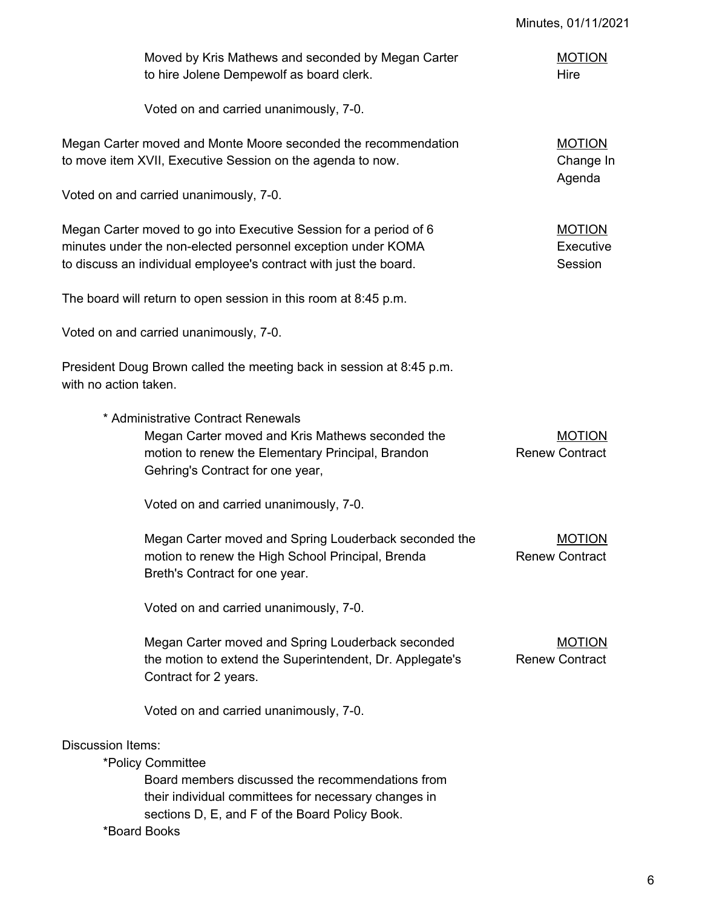Moved by Kris Mathews and seconded by Megan Carter to hire Jolene Dempewolf as board clerk. **MOTION** Hire

Voted on and carried unanimously, 7-0.

Megan Carter moved and Monte Moore seconded the recommendation to move item XVII, Executive Session on the agenda to now. **MOTION** Change In Agenda

Voted on and carried unanimously, 7-0.

Megan Carter moved to go into Executive Session for a period of 6 minutes under the non-elected personnel exception under KOMA to discuss an individual employee's contract with just the board. **MOTION** Executive Session

The board will return to open session in this room at 8:45 p.m.

Voted on and carried unanimously, 7-0.

President Doug Brown called the meeting back in session at 8:45 p.m. with no action taken.

* Administrative Contract Renewals

  Megan Carter moved and Kris Mathews seconded the motion to renew the Elementary Principal, Brandon Gehring's Contract for one year, **MOTION** Renew Contract

  Voted on and carried unanimously, 7-0.

  Megan Carter moved and Spring Louderback seconded the motion to renew the High School Principal, Brenda Breth's Contract for one year. **MOTION** Renew Contract

  Voted on and carried unanimously, 7-0.

  Megan Carter moved and Spring Louderback seconded the motion to extend the Superintendent, Dr. Applegate's Contract for 2 years. **MOTION** Renew Contract

  Voted on and carried unanimously, 7-0.

Discussion Items:

*Policy Committee

  Board members discussed the recommendations from their individual committees for necessary changes in sections D, E, and F of the Board Policy Book.

*Board Books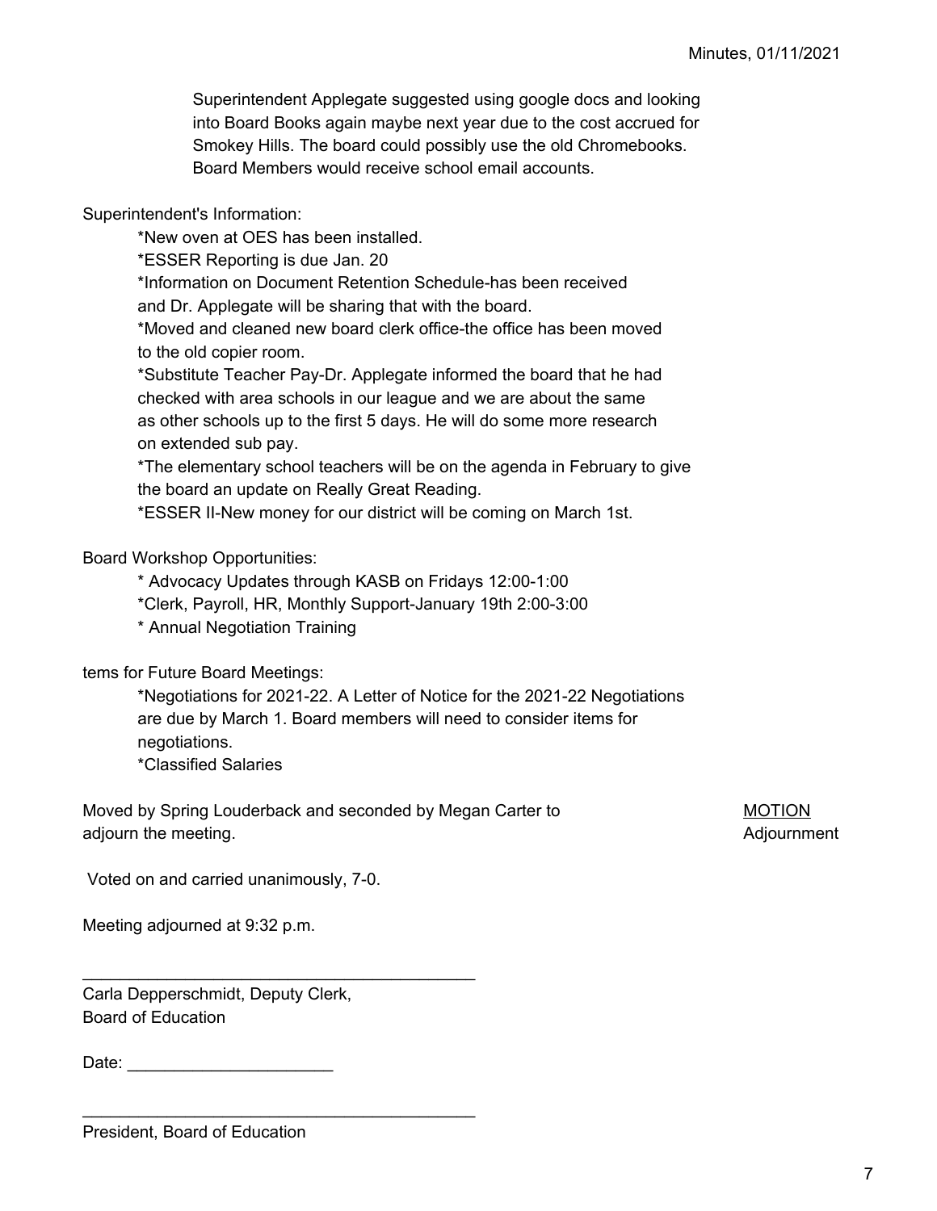Superintendent Applegate suggested using google docs and looking into Board Books again maybe next year due to the cost accrued for Smokey Hills. The board could possibly use the old Chromebooks. Board Members would receive school email accounts.

Superintendent's Information:

*New oven at OES has been installed.
*ESSER Reporting is due Jan. 20
*Information on Document Retention Schedule-has been received and Dr. Applegate will be sharing that with the board.
*Moved and cleaned new board clerk office-the office has been moved to the old copier room.
*Substitute Teacher Pay-Dr. Applegate informed the board that he had checked with area schools in our league and we are about the same as other schools up to the first 5 days. He will do some more research on extended sub pay.
*The elementary school teachers will be on the agenda in February to give the board an update on Really Great Reading.
*ESSER II-New money for our district will be coming on March 1st.

Board Workshop Opportunities:

* Advocacy Updates through KASB on Fridays 12:00-1:00
*Clerk, Payroll, HR, Monthly Support-January 19th 2:00-3:00
* Annual Negotiation Training

tems for Future Board Meetings:

*Negotiations for 2021-22. A Letter of Notice for the 2021-22 Negotiations are due by March 1. Board members will need to consider items for negotiations.
*Classified Salaries

Moved by Spring Louderback and seconded by Megan Carter to adjourn the meeting.

<u>MOTION</u>
Adjournment

Voted on and carried unanimously, 7-0.

Meeting adjourned at 9:32 p.m.

\_\_\_\_\_\_\_\_\_\_\_\_\_\_\_\_\_\_\_\_\_\_\_\_\_\_\_\_\_\_\_\_\_\_\_\_\_\_\_\_\_\_\_\_
Carla Depperschmidt, Deputy Clerk,
Board of Education

Date: \_\_\_\_\_\_\_\_\_\_\_\_\_\_\_\_\_\_\_\_\_\_

\_\_\_\_\_\_\_\_\_\_\_\_\_\_\_\_\_\_\_\_\_\_\_\_\_\_\_\_\_\_\_\_\_\_\_\_\_\_\_\_\_\_\_\_
President, Board of Education